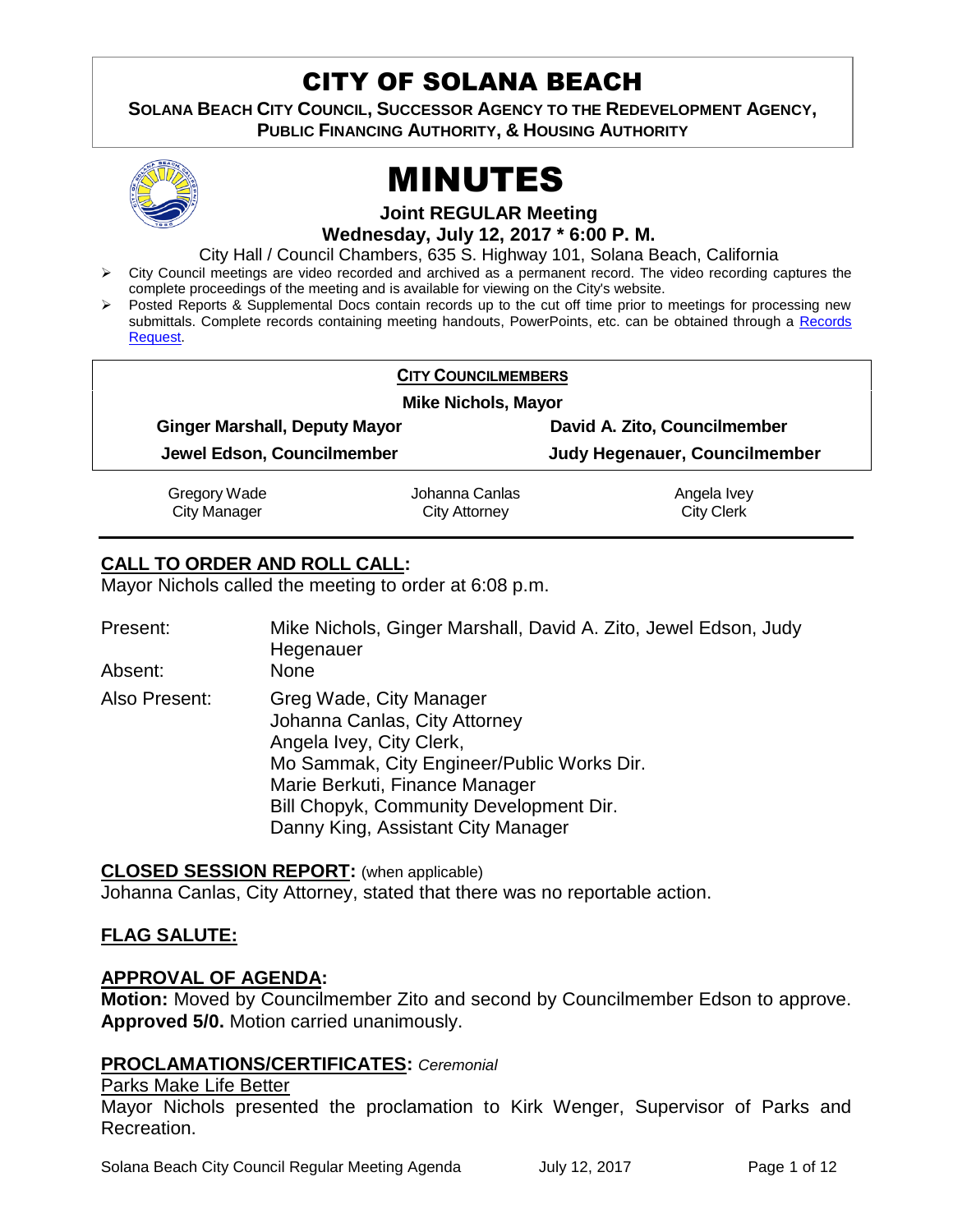# CITY OF SOLANA BEACH

**SOLANA BEACH CITY COUNCIL, SUCCESSOR AGENCY TO THE REDEVELOPMENT AGENCY, PUBLIC FINANCING AUTHORITY, & HOUSING AUTHORITY**

# MINUTES

**Joint REGULAR Meeting**
**Wednesday, July 12, 2017 * 6:00 P. M.**

City Hall / Council Chambers, 635 S. Highway 101, Solana Beach, California

- City Council meetings are video recorded and archived as a permanent record. The video recording captures the complete proceedings of the meeting and is available for viewing on the City's website.
- Posted Reports & Supplemental Docs contain records up to the cut off time prior to meetings for processing new submittals. Complete records containing meeting handouts, PowerPoints, etc. can be obtained through a Records Request.

**CITY COUNCILMEMBERS**

**Mike Nichols, Mayor**

| | |
|---|---|
| **Ginger Marshall, Deputy Mayor** | **David A. Zito, Councilmember** |
| **Jewel Edson, Councilmember** | **Judy Hegenauer, Councilmember** |

| | | |
|---|---|---|
| Gregory Wade<br>City Manager | Johanna Canlas<br>City Attorney | Angela Ivey<br>City Clerk |

## CALL TO ORDER AND ROLL CALL:

Mayor Nichols called the meeting to order at 6:08 p.m.

Present: Mike Nichols, Ginger Marshall, David A. Zito, Jewel Edson, Judy Hegenauer

Absent: None

Also Present: Greg Wade, City Manager
Johanna Canlas, City Attorney
Angela Ivey, City Clerk,
Mo Sammak, City Engineer/Public Works Dir.
Marie Berkuti, Finance Manager
Bill Chopyk, Community Development Dir.
Danny King, Assistant City Manager

## CLOSED SESSION REPORT: (when applicable)

Johanna Canlas, City Attorney, stated that there was no reportable action.

## FLAG SALUTE:

## APPROVAL OF AGENDA:

**Motion:** Moved by Councilmember Zito and second by Councilmember Edson to approve. **Approved 5/0.** Motion carried unanimously.

## PROCLAMATIONS/CERTIFICATES: *Ceremonial*

Parks Make Life Better

Mayor Nichols presented the proclamation to Kirk Wenger, Supervisor of Parks and Recreation.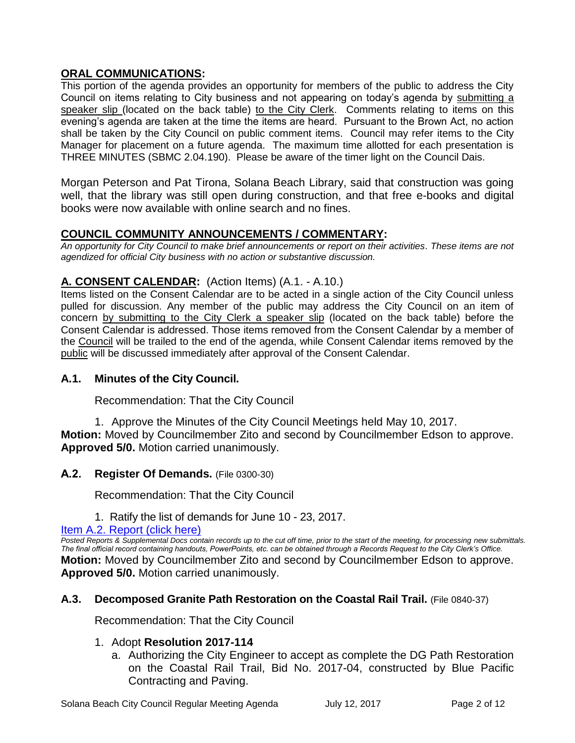## **ORAL COMMUNICATIONS:**

This portion of the agenda provides an opportunity for members of the public to address the City Council on items relating to City business and not appearing on today's agenda by submitting a speaker slip (located on the back table) to the City Clerk. Comments relating to items on this evening's agenda are taken at the time the items are heard. Pursuant to the Brown Act, no action shall be taken by the City Council on public comment items. Council may refer items to the City Manager for placement on a future agenda. The maximum time allotted for each presentation is THREE MINUTES (SBMC 2.04.190). Please be aware of the timer light on the Council Dais.

Morgan Peterson and Pat Tirona, Solana Beach Library, said that construction was going well, that the library was still open during construction, and that free e-books and digital books were now available with online search and no fines.

## **COUNCIL COMMUNITY ANNOUNCEMENTS / COMMENTARY:**

*An opportunity for City Council to make brief announcements or report on their activities. These items are not agendized for official City business with no action or substantive discussion.*

## **A. CONSENT CALENDAR:** (Action Items) (A.1. - A.10.)

Items listed on the Consent Calendar are to be acted in a single action of the City Council unless pulled for discussion. Any member of the public may address the City Council on an item of concern by submitting to the City Clerk a speaker slip (located on the back table) before the Consent Calendar is addressed. Those items removed from the Consent Calendar by a member of the Council will be trailed to the end of the agenda, while Consent Calendar items removed by the public will be discussed immediately after approval of the Consent Calendar.

### **A.1. Minutes of the City Council.**

Recommendation: That the City Council

1. Approve the Minutes of the City Council Meetings held May 10, 2017.

**Motion:** Moved by Councilmember Zito and second by Councilmember Edson to approve. **Approved 5/0.** Motion carried unanimously.

### **A.2. Register Of Demands.** (File 0300-30)

Recommendation: That the City Council

1. Ratify the list of demands for June 10 - 23, 2017.

Item A.2. Report (click here)

*Posted Reports & Supplemental Docs contain records up to the cut off time, prior to the start of the meeting, for processing new submittals. The final official record containing handouts, PowerPoints, etc. can be obtained through a Records Request to the City Clerk's Office.*

**Motion:** Moved by Councilmember Zito and second by Councilmember Edson to approve. **Approved 5/0.** Motion carried unanimously.

### **A.3. Decomposed Granite Path Restoration on the Coastal Rail Trail.** (File 0840-37)

Recommendation: That the City Council

1. Adopt **Resolution 2017-114**
   a. Authorizing the City Engineer to accept as complete the DG Path Restoration on the Coastal Rail Trail, Bid No. 2017-04, constructed by Blue Pacific Contracting and Paving.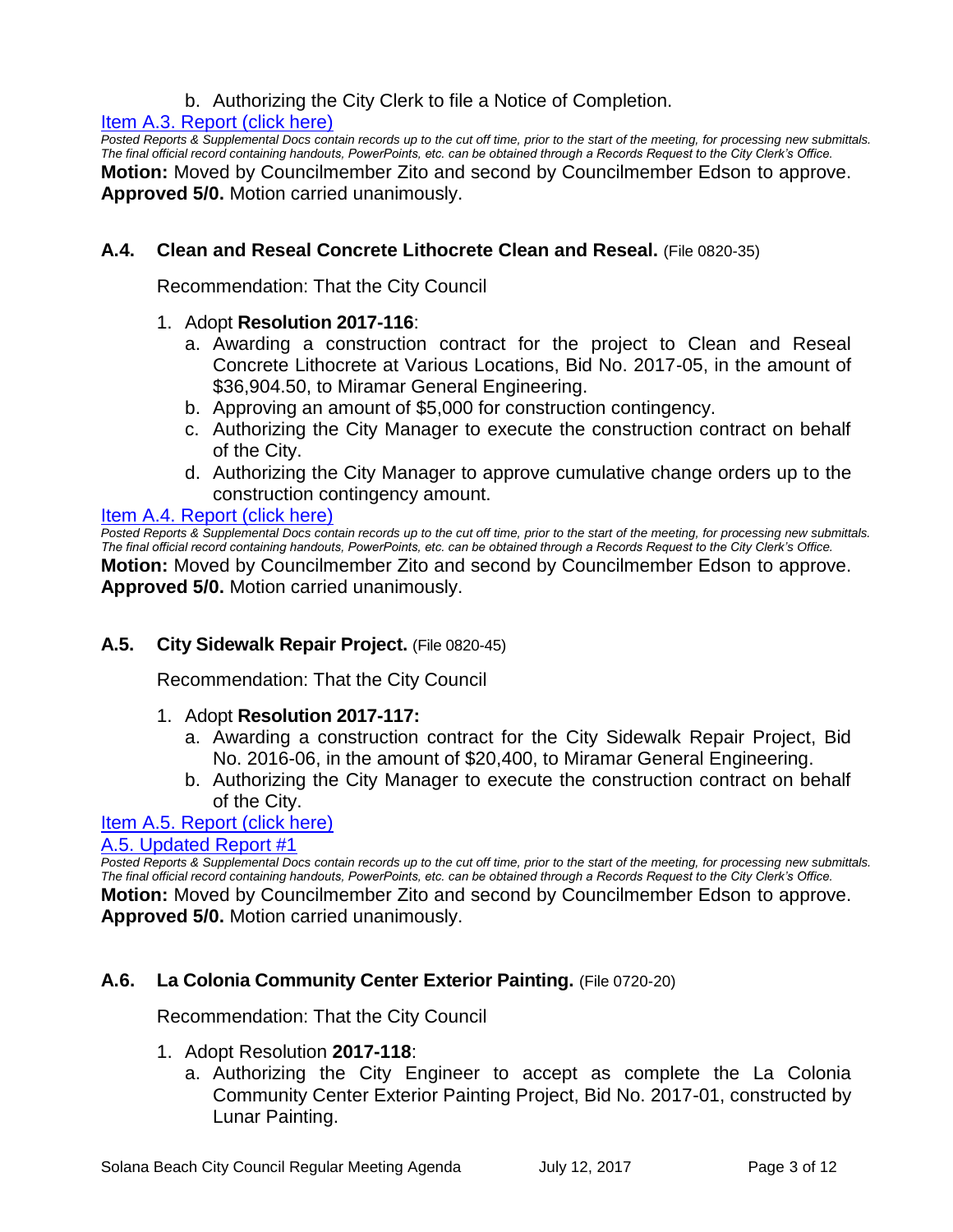b. Authorizing the City Clerk to file a Notice of Completion.

[Item A.3. Report (click here)]

*Posted Reports & Supplemental Docs contain records up to the cut off time, prior to the start of the meeting, for processing new submittals. The final official record containing handouts, PowerPoints, etc. can be obtained through a Records Request to the City Clerk's Office.*

**Motion:** Moved by Councilmember Zito and second by Councilmember Edson to approve. **Approved 5/0.** Motion carried unanimously.

### A.4. Clean and Reseal Concrete Lithocrete Clean and Reseal. (File 0820-35)

Recommendation: That the City Council

1. Adopt **Resolution 2017-116**:
   a. Awarding a construction contract for the project to Clean and Reseal Concrete Lithocrete at Various Locations, Bid No. 2017-05, in the amount of $36,904.50, to Miramar General Engineering.
   b. Approving an amount of $5,000 for construction contingency.
   c. Authorizing the City Manager to execute the construction contract on behalf of the City.
   d. Authorizing the City Manager to approve cumulative change orders up to the construction contingency amount.

[Item A.4. Report (click here)]

*Posted Reports & Supplemental Docs contain records up to the cut off time, prior to the start of the meeting, for processing new submittals. The final official record containing handouts, PowerPoints, etc. can be obtained through a Records Request to the City Clerk's Office.*

**Motion:** Moved by Councilmember Zito and second by Councilmember Edson to approve. **Approved 5/0.** Motion carried unanimously.

### A.5. City Sidewalk Repair Project. (File 0820-45)

Recommendation: That the City Council

1. Adopt **Resolution 2017-117:**
   a. Awarding a construction contract for the City Sidewalk Repair Project, Bid No. 2016-06, in the amount of $20,400, to Miramar General Engineering.
   b. Authorizing the City Manager to execute the construction contract on behalf of the City.

[Item A.5. Report (click here)]

[A.5. Updated Report #1]

*Posted Reports & Supplemental Docs contain records up to the cut off time, prior to the start of the meeting, for processing new submittals. The final official record containing handouts, PowerPoints, etc. can be obtained through a Records Request to the City Clerk's Office.*

**Motion:** Moved by Councilmember Zito and second by Councilmember Edson to approve. **Approved 5/0.** Motion carried unanimously.

### A.6. La Colonia Community Center Exterior Painting. (File 0720-20)

Recommendation: That the City Council

1. Adopt Resolution **2017-118**:
   a. Authorizing the City Engineer to accept as complete the La Colonia Community Center Exterior Painting Project, Bid No. 2017-01, constructed by Lunar Painting.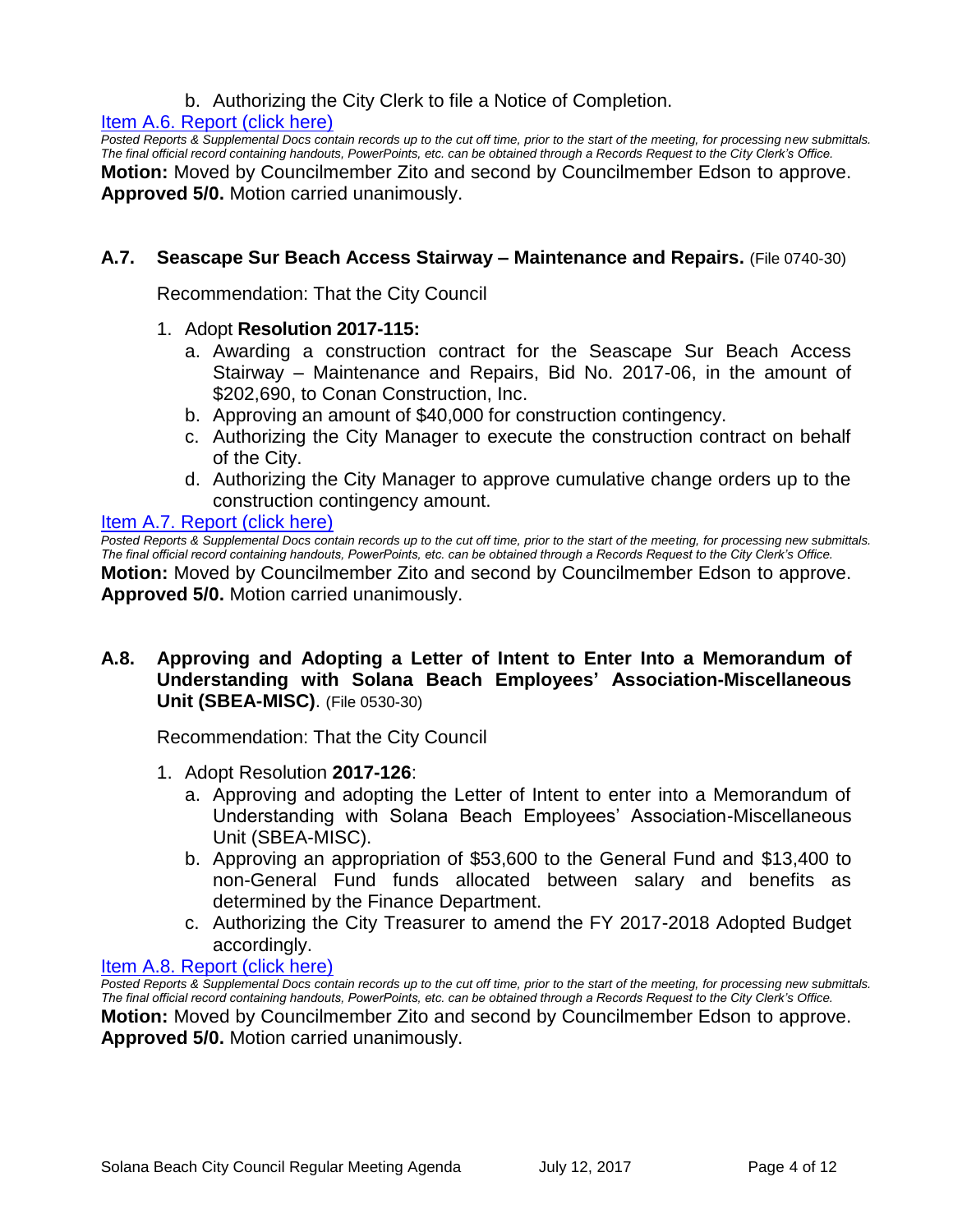b. Authorizing the City Clerk to file a Notice of Completion.

[Item A.6. Report (click here)]

*Posted Reports & Supplemental Docs contain records up to the cut off time, prior to the start of the meeting, for processing new submittals. The final official record containing handouts, PowerPoints, etc. can be obtained through a Records Request to the City Clerk's Office.*

**Motion:** Moved by Councilmember Zito and second by Councilmember Edson to approve. **Approved 5/0.** Motion carried unanimously.

### A.7. Seascape Sur Beach Access Stairway – Maintenance and Repairs. (File 0740-30)

Recommendation: That the City Council

1. Adopt **Resolution 2017-115:**
   a. Awarding a construction contract for the Seascape Sur Beach Access Stairway – Maintenance and Repairs, Bid No. 2017-06, in the amount of $202,690, to Conan Construction, Inc.
   b. Approving an amount of $40,000 for construction contingency.
   c. Authorizing the City Manager to execute the construction contract on behalf of the City.
   d. Authorizing the City Manager to approve cumulative change orders up to the construction contingency amount.

[Item A.7. Report (click here)]

*Posted Reports & Supplemental Docs contain records up to the cut off time, prior to the start of the meeting, for processing new submittals. The final official record containing handouts, PowerPoints, etc. can be obtained through a Records Request to the City Clerk's Office.*

**Motion:** Moved by Councilmember Zito and second by Councilmember Edson to approve. **Approved 5/0.** Motion carried unanimously.

### A.8. Approving and Adopting a Letter of Intent to Enter Into a Memorandum of Understanding with Solana Beach Employees' Association-Miscellaneous Unit (SBEA-MISC). (File 0530-30)

Recommendation: That the City Council

1. Adopt Resolution **2017-126**:
   a. Approving and adopting the Letter of Intent to enter into a Memorandum of Understanding with Solana Beach Employees' Association-Miscellaneous Unit (SBEA-MISC).
   b. Approving an appropriation of $53,600 to the General Fund and $13,400 to non-General Fund funds allocated between salary and benefits as determined by the Finance Department.
   c. Authorizing the City Treasurer to amend the FY 2017-2018 Adopted Budget accordingly.

[Item A.8. Report (click here)]

*Posted Reports & Supplemental Docs contain records up to the cut off time, prior to the start of the meeting, for processing new submittals. The final official record containing handouts, PowerPoints, etc. can be obtained through a Records Request to the City Clerk's Office.*

**Motion:** Moved by Councilmember Zito and second by Councilmember Edson to approve. **Approved 5/0.** Motion carried unanimously.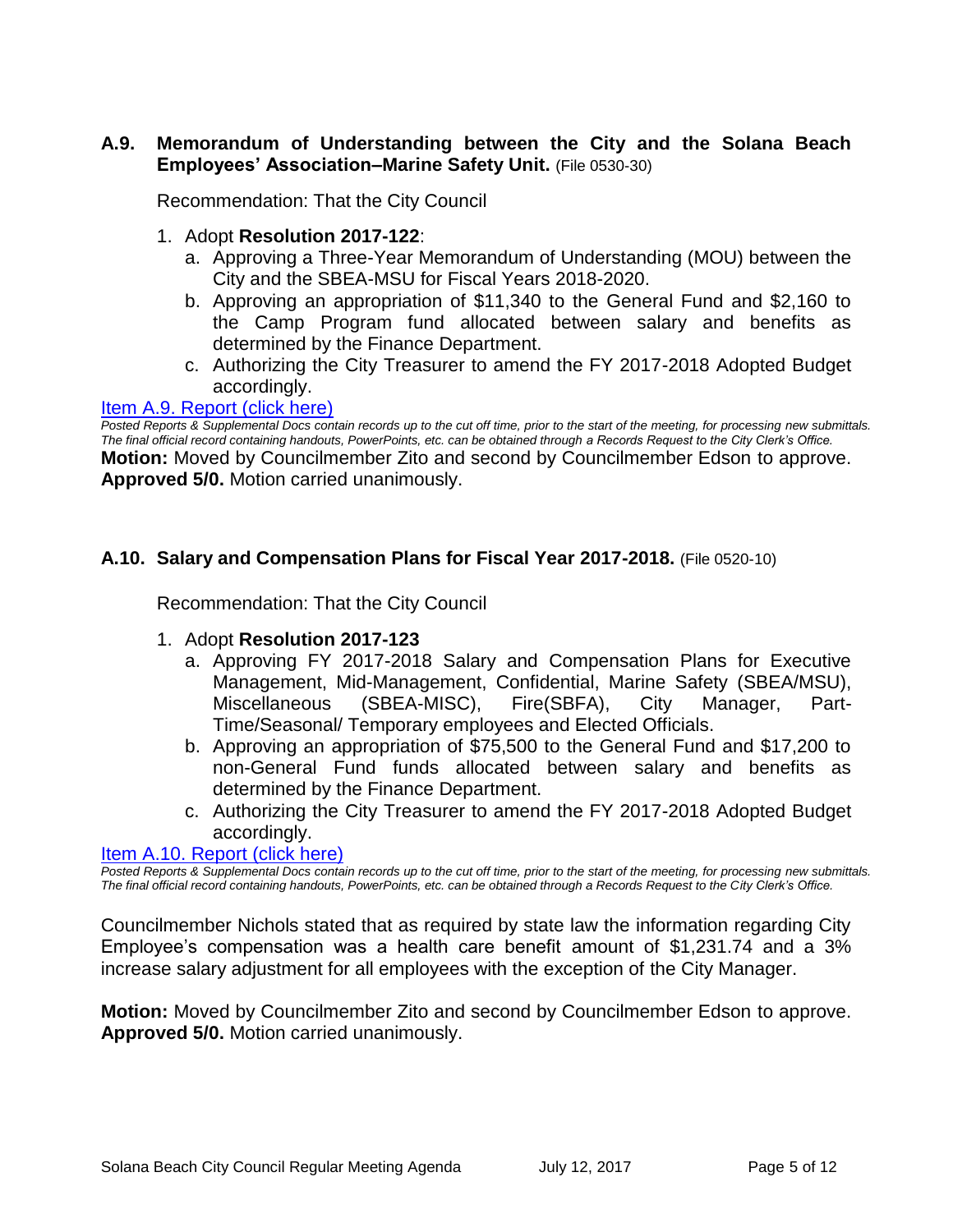### A.9. Memorandum of Understanding between the City and the Solana Beach Employees' Association–Marine Safety Unit. (File 0530-30)

Recommendation: That the City Council

1. Adopt **Resolution 2017-122**:
   a. Approving a Three-Year Memorandum of Understanding (MOU) between the City and the SBEA-MSU for Fiscal Years 2018-2020.
   b. Approving an appropriation of $11,340 to the General Fund and $2,160 to the Camp Program fund allocated between salary and benefits as determined by the Finance Department.
   c. Authorizing the City Treasurer to amend the FY 2017-2018 Adopted Budget accordingly.

Item A.9. Report (click here)

*Posted Reports & Supplemental Docs contain records up to the cut off time, prior to the start of the meeting, for processing new submittals. The final official record containing handouts, PowerPoints, etc. can be obtained through a Records Request to the City Clerk's Office.*

**Motion:** Moved by Councilmember Zito and second by Councilmember Edson to approve. **Approved 5/0.** Motion carried unanimously.

### A.10. Salary and Compensation Plans for Fiscal Year 2017-2018. (File 0520-10)

Recommendation: That the City Council

1. Adopt **Resolution 2017-123**
   a. Approving FY 2017-2018 Salary and Compensation Plans for Executive Management, Mid-Management, Confidential, Marine Safety (SBEA/MSU), Miscellaneous (SBEA-MISC), Fire(SBFA), City Manager, Part-Time/Seasonal/ Temporary employees and Elected Officials.
   b. Approving an appropriation of $75,500 to the General Fund and $17,200 to non-General Fund funds allocated between salary and benefits as determined by the Finance Department.
   c. Authorizing the City Treasurer to amend the FY 2017-2018 Adopted Budget accordingly.

Item A.10. Report (click here)

*Posted Reports & Supplemental Docs contain records up to the cut off time, prior to the start of the meeting, for processing new submittals. The final official record containing handouts, PowerPoints, etc. can be obtained through a Records Request to the City Clerk's Office.*

Councilmember Nichols stated that as required by state law the information regarding City Employee's compensation was a health care benefit amount of $1,231.74 and a 3% increase salary adjustment for all employees with the exception of the City Manager.

**Motion:** Moved by Councilmember Zito and second by Councilmember Edson to approve. **Approved 5/0.** Motion carried unanimously.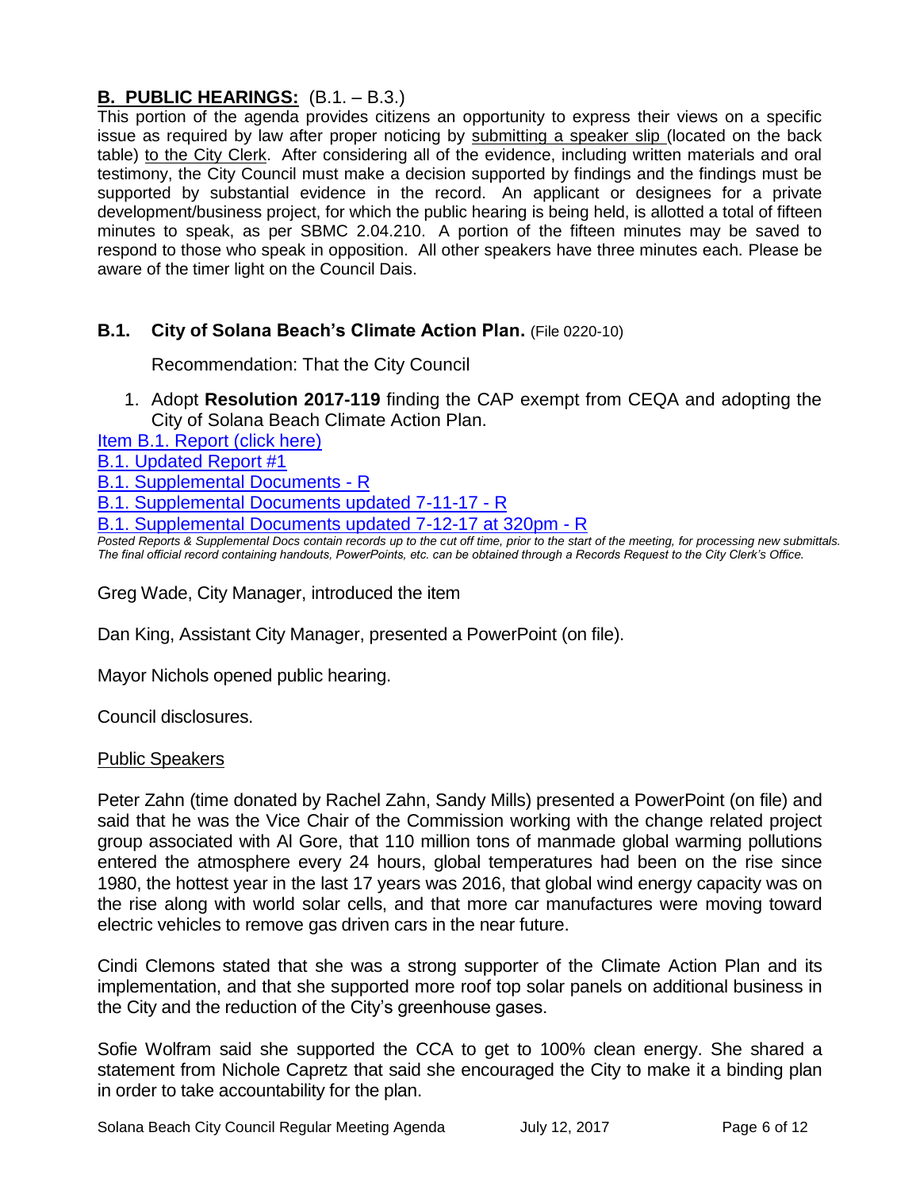## B. PUBLIC HEARINGS: (B.1. – B.3.)

This portion of the agenda provides citizens an opportunity to express their views on a specific issue as required by law after proper noticing by submitting a speaker slip (located on the back table) to the City Clerk. After considering all of the evidence, including written materials and oral testimony, the City Council must make a decision supported by findings and the findings must be supported by substantial evidence in the record. An applicant or designees for a private development/business project, for which the public hearing is being held, is allotted a total of fifteen minutes to speak, as per SBMC 2.04.210. A portion of the fifteen minutes may be saved to respond to those who speak in opposition. All other speakers have three minutes each. Please be aware of the timer light on the Council Dais.

### B.1. City of Solana Beach's Climate Action Plan. (File 0220-10)

Recommendation: That the City Council

1. Adopt **Resolution 2017-119** finding the CAP exempt from CEQA and adopting the City of Solana Beach Climate Action Plan.

Item B.1. Report (click here)
B.1. Updated Report #1
B.1. Supplemental Documents - R
B.1. Supplemental Documents updated 7-11-17 - R
B.1. Supplemental Documents updated 7-12-17 at 320pm - R

*Posted Reports & Supplemental Docs contain records up to the cut off time, prior to the start of the meeting, for processing new submittals. The final official record containing handouts, PowerPoints, etc. can be obtained through a Records Request to the City Clerk's Office.*

Greg Wade, City Manager, introduced the item

Dan King, Assistant City Manager, presented a PowerPoint (on file).

Mayor Nichols opened public hearing.

Council disclosures.

Public Speakers

Peter Zahn (time donated by Rachel Zahn, Sandy Mills) presented a PowerPoint (on file) and said that he was the Vice Chair of the Commission working with the change related project group associated with Al Gore, that 110 million tons of manmade global warming pollutions entered the atmosphere every 24 hours, global temperatures had been on the rise since 1980, the hottest year in the last 17 years was 2016, that global wind energy capacity was on the rise along with world solar cells, and that more car manufactures were moving toward electric vehicles to remove gas driven cars in the near future.

Cindi Clemons stated that she was a strong supporter of the Climate Action Plan and its implementation, and that she supported more roof top solar panels on additional business in the City and the reduction of the City's greenhouse gases.

Sofie Wolfram said she supported the CCA to get to 100% clean energy. She shared a statement from Nichole Capretz that said she encouraged the City to make it a binding plan in order to take accountability for the plan.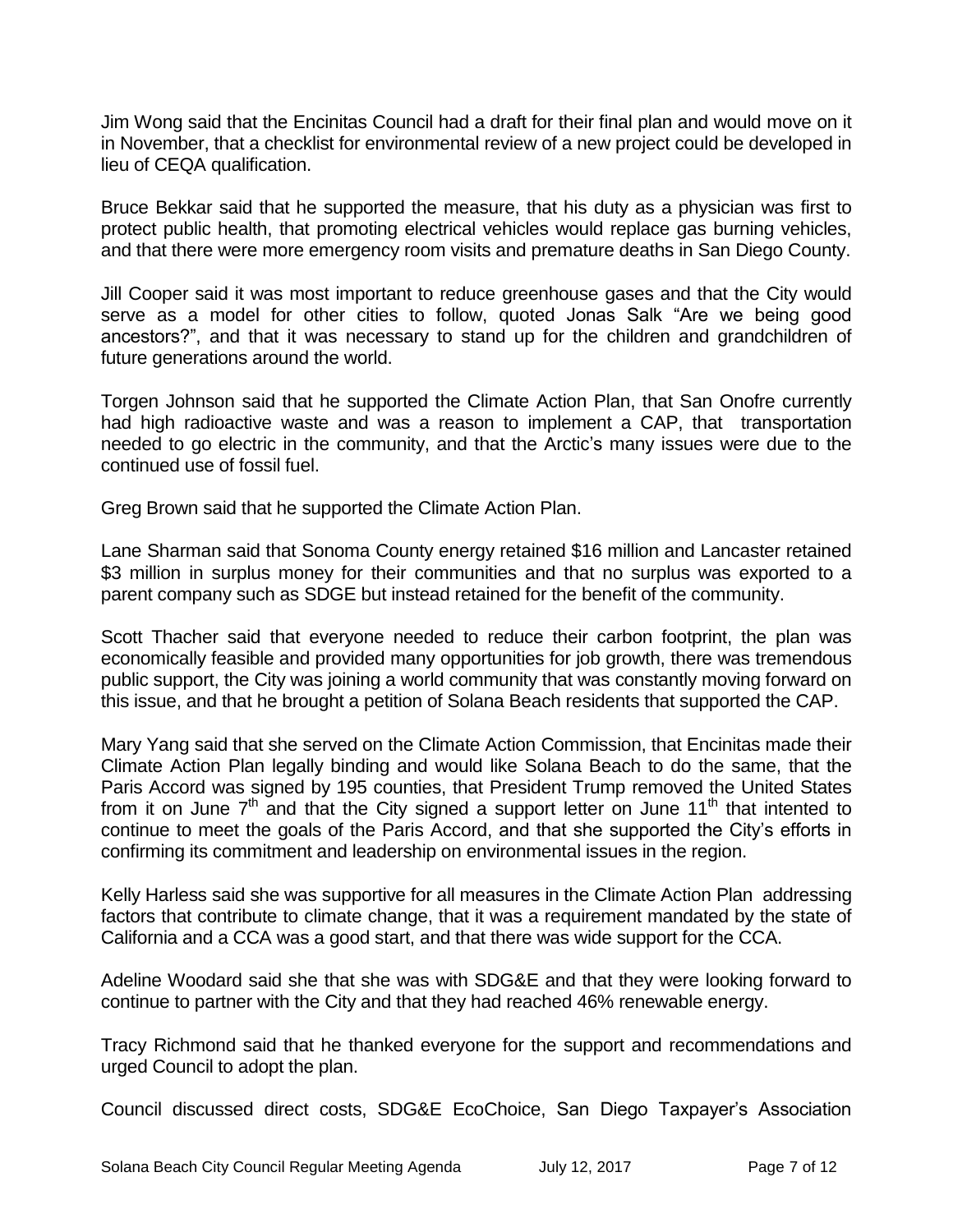Jim Wong said that the Encinitas Council had a draft for their final plan and would move on it in November, that a checklist for environmental review of a new project could be developed in lieu of CEQA qualification.

Bruce Bekkar said that he supported the measure, that his duty as a physician was first to protect public health, that promoting electrical vehicles would replace gas burning vehicles, and that there were more emergency room visits and premature deaths in San Diego County.

Jill Cooper said it was most important to reduce greenhouse gases and that the City would serve as a model for other cities to follow, quoted Jonas Salk "Are we being good ancestors?", and that it was necessary to stand up for the children and grandchildren of future generations around the world.

Torgen Johnson said that he supported the Climate Action Plan, that San Onofre currently had high radioactive waste and was a reason to implement a CAP, that transportation needed to go electric in the community, and that the Arctic's many issues were due to the continued use of fossil fuel.

Greg Brown said that he supported the Climate Action Plan.

Lane Sharman said that Sonoma County energy retained $16 million and Lancaster retained $3 million in surplus money for their communities and that no surplus was exported to a parent company such as SDGE but instead retained for the benefit of the community.

Scott Thacher said that everyone needed to reduce their carbon footprint, the plan was economically feasible and provided many opportunities for job growth, there was tremendous public support, the City was joining a world community that was constantly moving forward on this issue, and that he brought a petition of Solana Beach residents that supported the CAP.

Mary Yang said that she served on the Climate Action Commission, that Encinitas made their Climate Action Plan legally binding and would like Solana Beach to do the same, that the Paris Accord was signed by 195 counties, that President Trump removed the United States from it on June 7th and that the City signed a support letter on June 11th that intented to continue to meet the goals of the Paris Accord, and that she supported the City's efforts in confirming its commitment and leadership on environmental issues in the region.

Kelly Harless said she was supportive for all measures in the Climate Action Plan addressing factors that contribute to climate change, that it was a requirement mandated by the state of California and a CCA was a good start, and that there was wide support for the CCA.

Adeline Woodard said she that she was with SDG&E and that they were looking forward to continue to partner with the City and that they had reached 46% renewable energy.

Tracy Richmond said that he thanked everyone for the support and recommendations and urged Council to adopt the plan.

Council discussed direct costs, SDG&E EcoChoice, San Diego Taxpayer's Association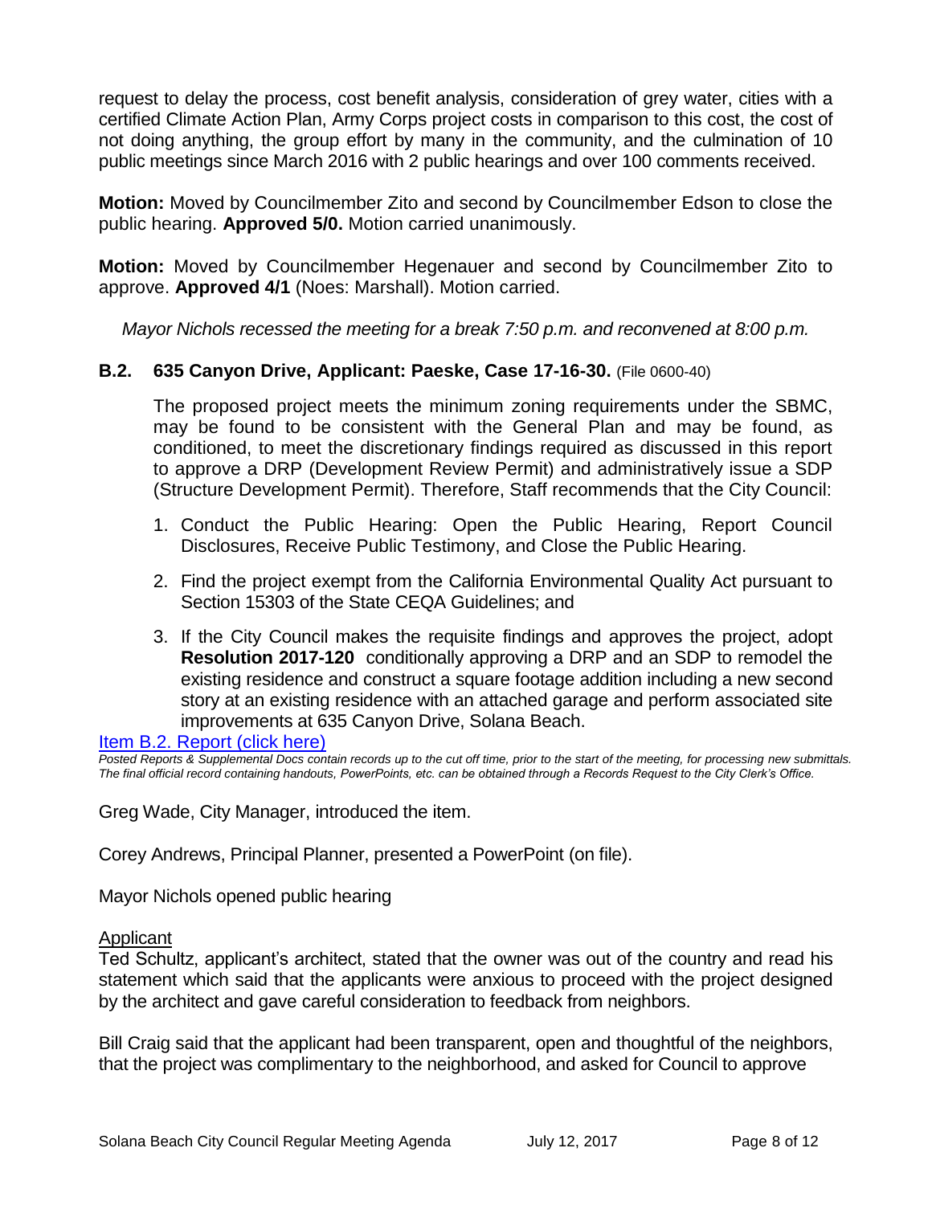request to delay the process, cost benefit analysis, consideration of grey water, cities with a certified Climate Action Plan, Army Corps project costs in comparison to this cost, the cost of not doing anything, the group effort by many in the community, and the culmination of 10 public meetings since March 2016 with 2 public hearings and over 100 comments received.

**Motion:** Moved by Councilmember Zito and second by Councilmember Edson to close the public hearing. **Approved 5/0.** Motion carried unanimously.

**Motion:** Moved by Councilmember Hegenauer and second by Councilmember Zito to approve. **Approved 4/1** (Noes: Marshall). Motion carried.

*Mayor Nichols recessed the meeting for a break 7:50 p.m. and reconvened at 8:00 p.m.*

### B.2. 635 Canyon Drive, Applicant: Paeske, Case 17-16-30. (File 0600-40)

The proposed project meets the minimum zoning requirements under the SBMC, may be found to be consistent with the General Plan and may be found, as conditioned, to meet the discretionary findings required as discussed in this report to approve a DRP (Development Review Permit) and administratively issue a SDP (Structure Development Permit). Therefore, Staff recommends that the City Council:

1. Conduct the Public Hearing: Open the Public Hearing, Report Council Disclosures, Receive Public Testimony, and Close the Public Hearing.
2. Find the project exempt from the California Environmental Quality Act pursuant to Section 15303 of the State CEQA Guidelines; and
3. If the City Council makes the requisite findings and approves the project, adopt **Resolution 2017-120** conditionally approving a DRP and an SDP to remodel the existing residence and construct a square footage addition including a new second story at an existing residence with an attached garage and perform associated site improvements at 635 Canyon Drive, Solana Beach.

Item B.2. Report (click here)

*Posted Reports & Supplemental Docs contain records up to the cut off time, prior to the start of the meeting, for processing new submittals. The final official record containing handouts, PowerPoints, etc. can be obtained through a Records Request to the City Clerk's Office.*

Greg Wade, City Manager, introduced the item.

Corey Andrews, Principal Planner, presented a PowerPoint (on file).

Mayor Nichols opened public hearing

Applicant

Ted Schultz, applicant's architect, stated that the owner was out of the country and read his statement which said that the applicants were anxious to proceed with the project designed by the architect and gave careful consideration to feedback from neighbors.

Bill Craig said that the applicant had been transparent, open and thoughtful of the neighbors, that the project was complimentary to the neighborhood, and asked for Council to approve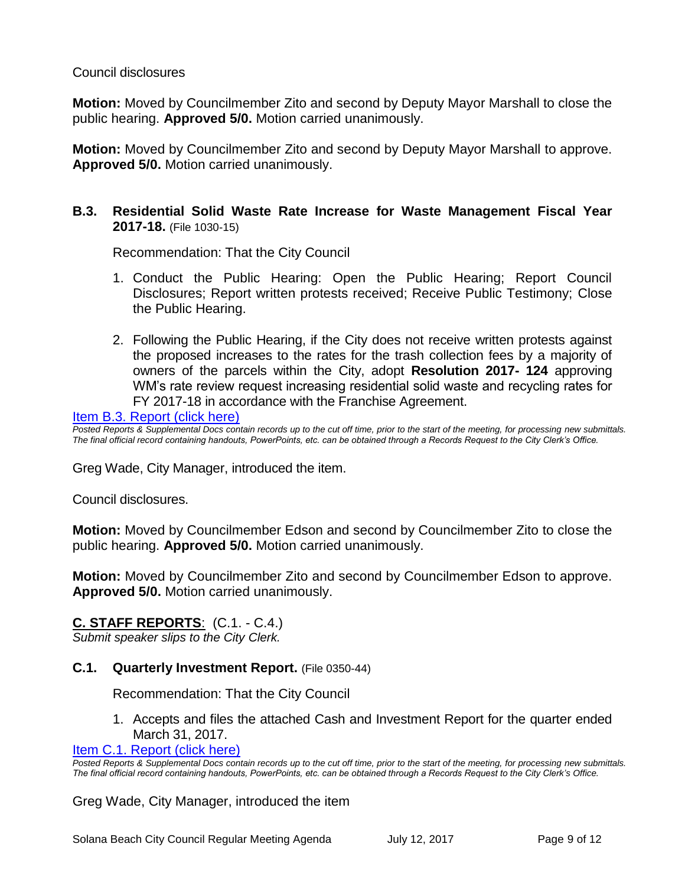Council disclosures

**Motion:** Moved by Councilmember Zito and second by Deputy Mayor Marshall to close the public hearing. **Approved 5/0.** Motion carried unanimously.

**Motion:** Moved by Councilmember Zito and second by Deputy Mayor Marshall to approve. **Approved 5/0.** Motion carried unanimously.

### B.3. Residential Solid Waste Rate Increase for Waste Management Fiscal Year 2017-18. (File 1030-15)

Recommendation: That the City Council

1. Conduct the Public Hearing: Open the Public Hearing; Report Council Disclosures; Report written protests received; Receive Public Testimony; Close the Public Hearing.

2. Following the Public Hearing, if the City does not receive written protests against the proposed increases to the rates for the trash collection fees by a majority of owners of the parcels within the City, adopt **Resolution 2017- 124** approving WM's rate review request increasing residential solid waste and recycling rates for FY 2017-18 in accordance with the Franchise Agreement.

Item B.3. Report (click here)

*Posted Reports & Supplemental Docs contain records up to the cut off time, prior to the start of the meeting, for processing new submittals. The final official record containing handouts, PowerPoints, etc. can be obtained through a Records Request to the City Clerk's Office.*

Greg Wade, City Manager, introduced the item.

Council disclosures.

**Motion:** Moved by Councilmember Edson and second by Councilmember Zito to close the public hearing. **Approved 5/0.** Motion carried unanimously.

**Motion:** Moved by Councilmember Zito and second by Councilmember Edson to approve. **Approved 5/0.** Motion carried unanimously.

## C. STAFF REPORTS: (C.1. - C.4.)

*Submit speaker slips to the City Clerk.*

### C.1. Quarterly Investment Report. (File 0350-44)

Recommendation: That the City Council

1. Accepts and files the attached Cash and Investment Report for the quarter ended March 31, 2017.

Item C.1. Report (click here)

*Posted Reports & Supplemental Docs contain records up to the cut off time, prior to the start of the meeting, for processing new submittals. The final official record containing handouts, PowerPoints, etc. can be obtained through a Records Request to the City Clerk's Office.*

Greg Wade, City Manager, introduced the item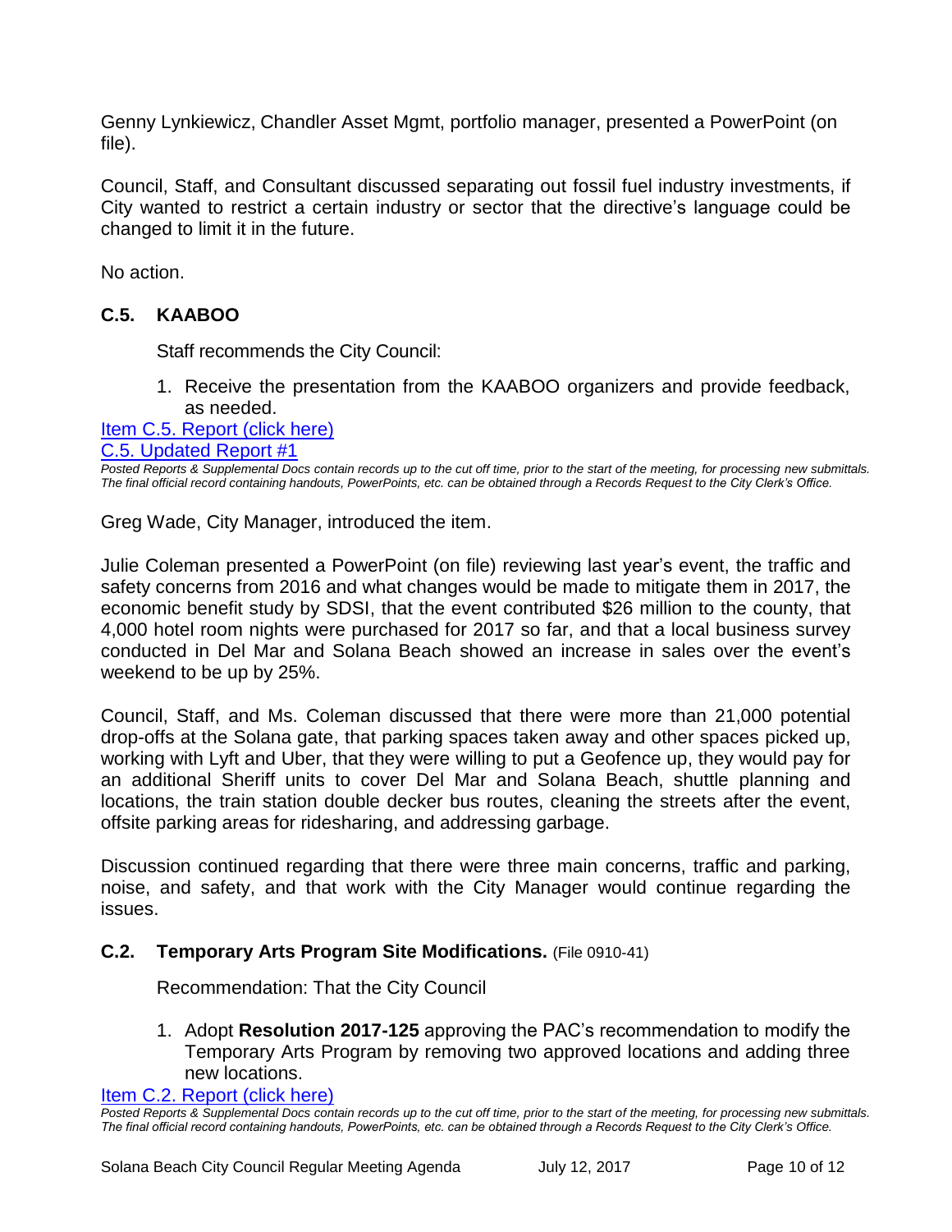Genny Lynkiewicz, Chandler Asset Mgmt, portfolio manager, presented a PowerPoint (on file).

Council, Staff, and Consultant discussed separating out fossil fuel industry investments, if City wanted to restrict a certain industry or sector that the directive's language could be changed to limit it in the future.

No action.

### C.5. KAABOO

Staff recommends the City Council:

1. Receive the presentation from the KAABOO organizers and provide feedback, as needed.

[Item C.5. Report (click here)](#)
[C.5. Updated Report #1](#)

*Posted Reports & Supplemental Docs contain records up to the cut off time, prior to the start of the meeting, for processing new submittals. The final official record containing handouts, PowerPoints, etc. can be obtained through a Records Request to the City Clerk's Office.*

Greg Wade, City Manager, introduced the item.

Julie Coleman presented a PowerPoint (on file) reviewing last year's event, the traffic and safety concerns from 2016 and what changes would be made to mitigate them in 2017, the economic benefit study by SDSI, that the event contributed $26 million to the county, that 4,000 hotel room nights were purchased for 2017 so far, and that a local business survey conducted in Del Mar and Solana Beach showed an increase in sales over the event's weekend to be up by 25%.

Council, Staff, and Ms. Coleman discussed that there were more than 21,000 potential drop-offs at the Solana gate, that parking spaces taken away and other spaces picked up, working with Lyft and Uber, that they were willing to put a Geofence up, they would pay for an additional Sheriff units to cover Del Mar and Solana Beach, shuttle planning and locations, the train station double decker bus routes, cleaning the streets after the event, offsite parking areas for ridesharing, and addressing garbage.

Discussion continued regarding that there were three main concerns, traffic and parking, noise, and safety, and that work with the City Manager would continue regarding the issues.

### C.2. Temporary Arts Program Site Modifications. (File 0910-41)

Recommendation: That the City Council

1. Adopt **Resolution 2017-125** approving the PAC's recommendation to modify the Temporary Arts Program by removing two approved locations and adding three new locations.

[Item C.2. Report (click here)](#)

*Posted Reports & Supplemental Docs contain records up to the cut off time, prior to the start of the meeting, for processing new submittals. The final official record containing handouts, PowerPoints, etc. can be obtained through a Records Request to the City Clerk's Office.*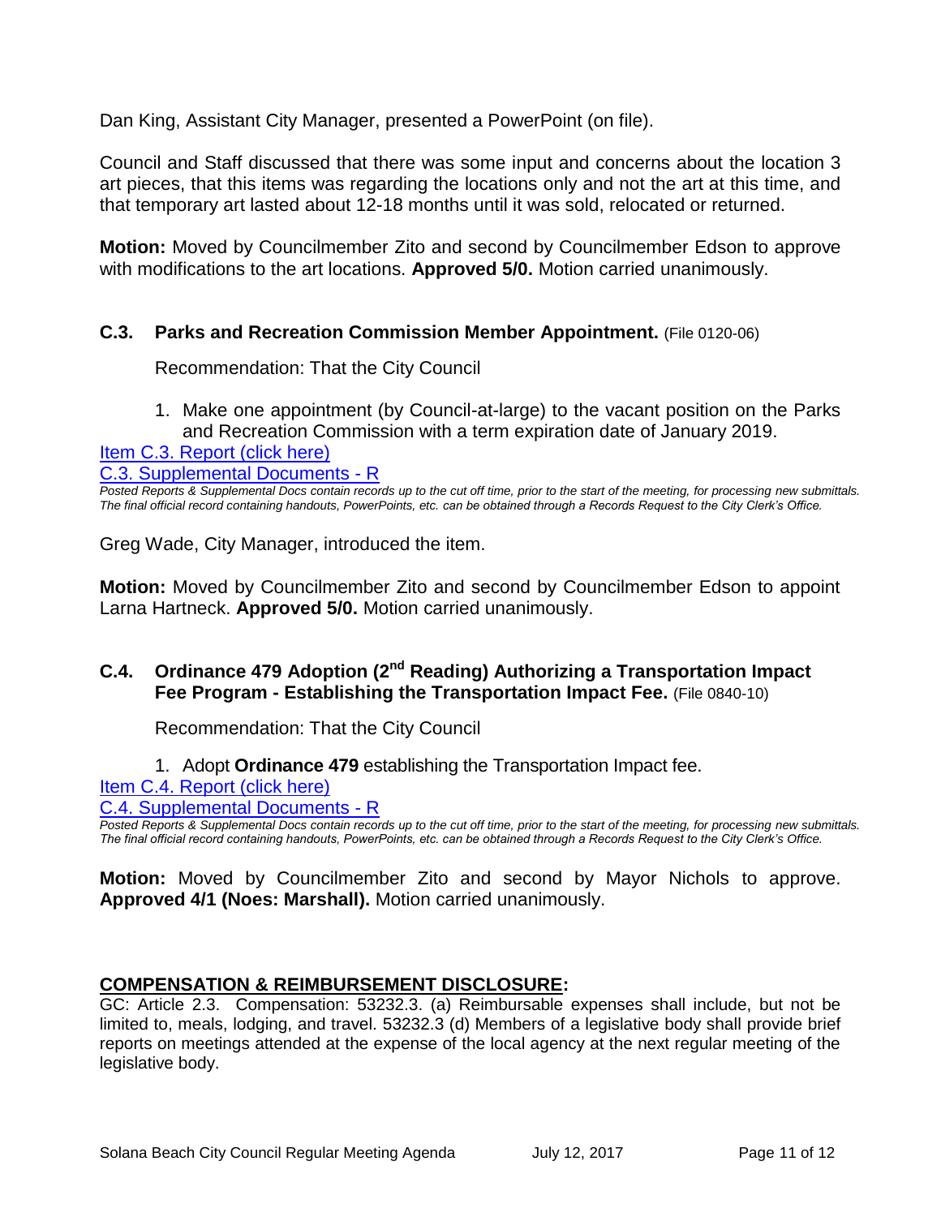Dan King, Assistant City Manager, presented a PowerPoint (on file).

Council and Staff discussed that there was some input and concerns about the location 3 art pieces, that this items was regarding the locations only and not the art at this time, and that temporary art lasted about 12-18 months until it was sold, relocated or returned.

**Motion:** Moved by Councilmember Zito and second by Councilmember Edson to approve with modifications to the art locations. **Approved 5/0.** Motion carried unanimously.

### C.3. Parks and Recreation Commission Member Appointment. (File 0120-06)

Recommendation: That the City Council

1. Make one appointment (by Council-at-large) to the vacant position on the Parks and Recreation Commission with a term expiration date of January 2019.

[Item C.3. Report (click here)]
[C.3. Supplemental Documents - R]

*Posted Reports & Supplemental Docs contain records up to the cut off time, prior to the start of the meeting, for processing new submittals. The final official record containing handouts, PowerPoints, etc. can be obtained through a Records Request to the City Clerk's Office.*

Greg Wade, City Manager, introduced the item.

**Motion:** Moved by Councilmember Zito and second by Councilmember Edson to appoint Larna Hartneck. **Approved 5/0.** Motion carried unanimously.

### C.4. Ordinance 479 Adoption (2nd Reading) Authorizing a Transportation Impact Fee Program - Establishing the Transportation Impact Fee. (File 0840-10)

Recommendation: That the City Council

1. Adopt **Ordinance 479** establishing the Transportation Impact fee.

[Item C.4. Report (click here)]
[C.4. Supplemental Documents - R]

*Posted Reports & Supplemental Docs contain records up to the cut off time, prior to the start of the meeting, for processing new submittals. The final official record containing handouts, PowerPoints, etc. can be obtained through a Records Request to the City Clerk's Office.*

**Motion:** Moved by Councilmember Zito and second by Mayor Nichols to approve. **Approved 4/1 (Noes: Marshall).** Motion carried unanimously.

## COMPENSATION & REIMBURSEMENT DISCLOSURE:

GC: Article 2.3. Compensation: 53232.3. (a) Reimbursable expenses shall include, but not be limited to, meals, lodging, and travel. 53232.3 (d) Members of a legislative body shall provide brief reports on meetings attended at the expense of the local agency at the next regular meeting of the legislative body.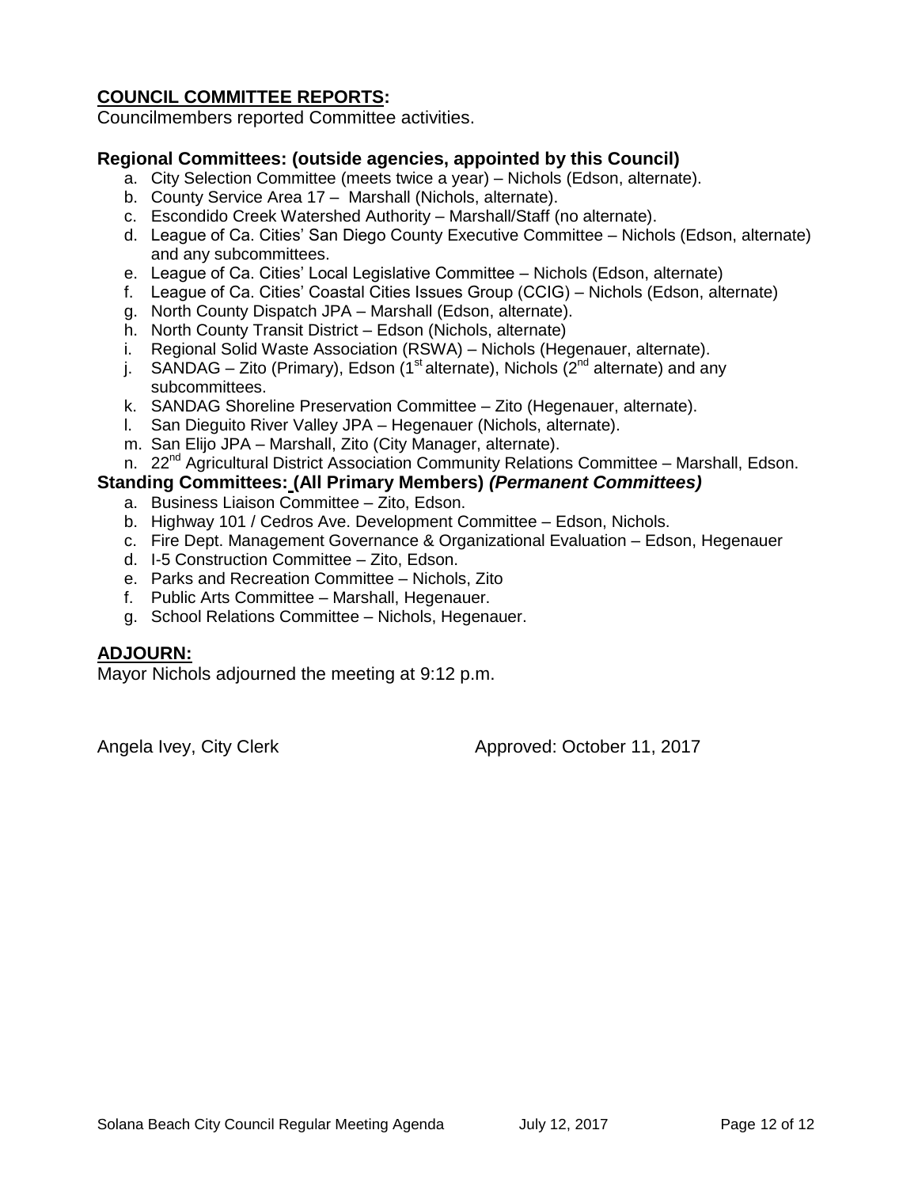## COUNCIL COMMITTEE REPORTS:

Councilmembers reported Committee activities.

### Regional Committees: (outside agencies, appointed by this Council)

a. City Selection Committee (meets twice a year) – Nichols (Edson, alternate).
b. County Service Area 17 – Marshall (Nichols, alternate).
c. Escondido Creek Watershed Authority – Marshall/Staff (no alternate).
d. League of Ca. Cities' San Diego County Executive Committee – Nichols (Edson, alternate) and any subcommittees.
e. League of Ca. Cities' Local Legislative Committee – Nichols (Edson, alternate)
f. League of Ca. Cities' Coastal Cities Issues Group (CCIG) – Nichols (Edson, alternate)
g. North County Dispatch JPA – Marshall (Edson, alternate).
h. North County Transit District – Edson (Nichols, alternate)
i. Regional Solid Waste Association (RSWA) – Nichols (Hegenauer, alternate).
j. SANDAG – Zito (Primary), Edson (1st alternate), Nichols (2nd alternate) and any subcommittees.
k. SANDAG Shoreline Preservation Committee – Zito (Hegenauer, alternate).
l. San Dieguito River Valley JPA – Hegenauer (Nichols, alternate).
m. San Elijo JPA – Marshall, Zito (City Manager, alternate).
n. 22nd Agricultural District Association Community Relations Committee – Marshall, Edson.

### Standing Committees: (All Primary Members) *(Permanent Committees)*

a. Business Liaison Committee – Zito, Edson.
b. Highway 101 / Cedros Ave. Development Committee – Edson, Nichols.
c. Fire Dept. Management Governance & Organizational Evaluation – Edson, Hegenauer
d. I-5 Construction Committee – Zito, Edson.
e. Parks and Recreation Committee – Nichols, Zito
f. Public Arts Committee – Marshall, Hegenauer.
g. School Relations Committee – Nichols, Hegenauer.

## ADJOURN:

Mayor Nichols adjourned the meeting at 9:12 p.m.

Angela Ivey, City Clerk　　　　　　Approved: October 11, 2017